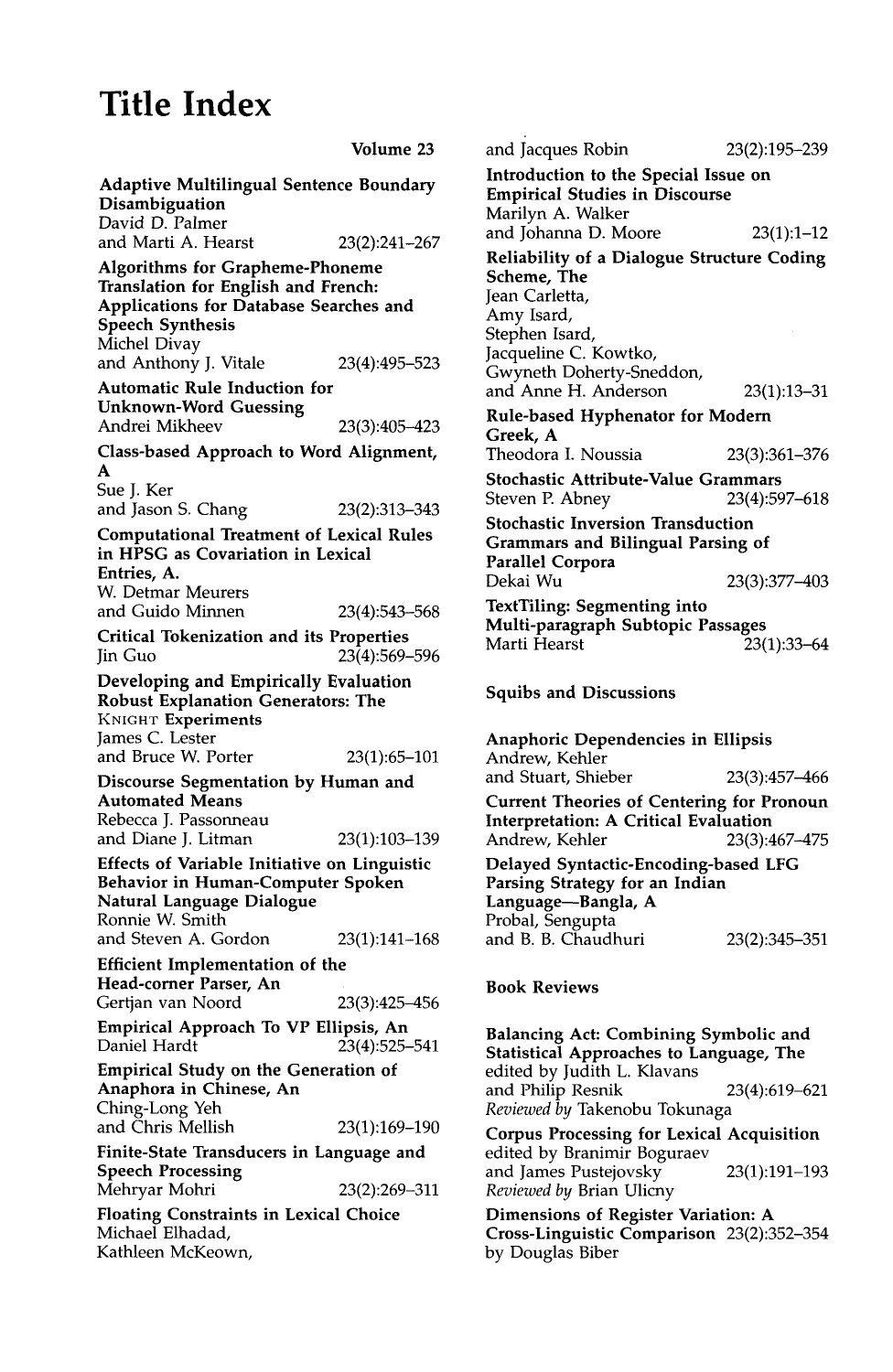# Title Index

Volume 23

**Adaptive Multilingual Sentence Boundary Disambiguation**
David D. Palmer
and Marti A. Hearst 23(2):241–267

**Algorithms for Grapheme-Phoneme Translation for English and French: Applications for Database Searches and Speech Synthesis**
Michel Divay
and Anthony J. Vitale 23(4):495–523

**Automatic Rule Induction for Unknown-Word Guessing**
Andrei Mikheev 23(3):405–423

**Class-based Approach to Word Alignment, A**
Sue J. Ker
and Jason S. Chang 23(2):313–343

**Computational Treatment of Lexical Rules in HPSG as Covariation in Lexical Entries, A.**
W. Detmar Meurers
and Guido Minnen 23(4):543–568

**Critical Tokenization and its Properties**
Jin Guo 23(4):569–596

**Developing and Empirically Evaluation Robust Explanation Generators: The KNIGHT Experiments**
James C. Lester
and Bruce W. Porter 23(1):65–101

**Discourse Segmentation by Human and Automated Means**
Rebecca J. Passonneau
and Diane J. Litman 23(1):103–139

**Effects of Variable Initiative on Linguistic Behavior in Human-Computer Spoken Natural Language Dialogue**
Ronnie W. Smith
and Steven A. Gordon 23(1):141–168

**Efficient Implementation of the Head-corner Parser, An**
Gertjan van Noord 23(3):425–456

**Empirical Approach To VP Ellipsis, An**
Daniel Hardt 23(4):525–541

**Empirical Study on the Generation of Anaphora in Chinese, An**
Ching-Long Yeh
and Chris Mellish 23(1):169–190

**Finite-State Transducers in Language and Speech Processing**
Mehryar Mohri 23(2):269–311

**Floating Constraints in Lexical Choice**
Michael Elhadad,
Kathleen McKeown,
and Jacques Robin 23(2):195–239

**Introduction to the Special Issue on Empirical Studies in Discourse**
Marilyn A. Walker
and Johanna D. Moore 23(1):1–12

**Reliability of a Dialogue Structure Coding Scheme, The**
Jean Carletta,
Amy Isard,
Stephen Isard,
Jacqueline C. Kowtko,
Gwyneth Doherty-Sneddon,
and Anne H. Anderson 23(1):13–31

**Rule-based Hyphenator for Modern Greek, A**
Theodora I. Noussia 23(3):361–376

**Stochastic Attribute-Value Grammars**
Steven P. Abney 23(4):597–618

**Stochastic Inversion Transduction Grammars and Bilingual Parsing of Parallel Corpora**
Dekai Wu 23(3):377–403

**TextTiling: Segmenting into Multi-paragraph Subtopic Passages**
Marti Hearst 23(1):33–64

## Squibs and Discussions

**Anaphoric Dependencies in Ellipsis**
Andrew, Kehler
and Stuart, Shieber 23(3):457–466

**Current Theories of Centering for Pronoun Interpretation: A Critical Evaluation**
Andrew, Kehler 23(3):467–475

**Delayed Syntactic-Encoding-based LFG Parsing Strategy for an Indian Language—Bangla, A**
Probal, Sengupta
and B. B. Chaudhuri 23(2):345–351

## Book Reviews

**Balancing Act: Combining Symbolic and Statistical Approaches to Language, The**
edited by Judith L. Klavans
and Philip Resnik 23(4):619–621
*Reviewed by* Takenobu Tokunaga

**Corpus Processing for Lexical Acquisition**
edited by Branimir Boguraev
and James Pustejovsky 23(1):191–193
*Reviewed by* Brian Ulicny

**Dimensions of Register Variation: A Cross-Linguistic Comparison** 23(2):352–354
by Douglas Biber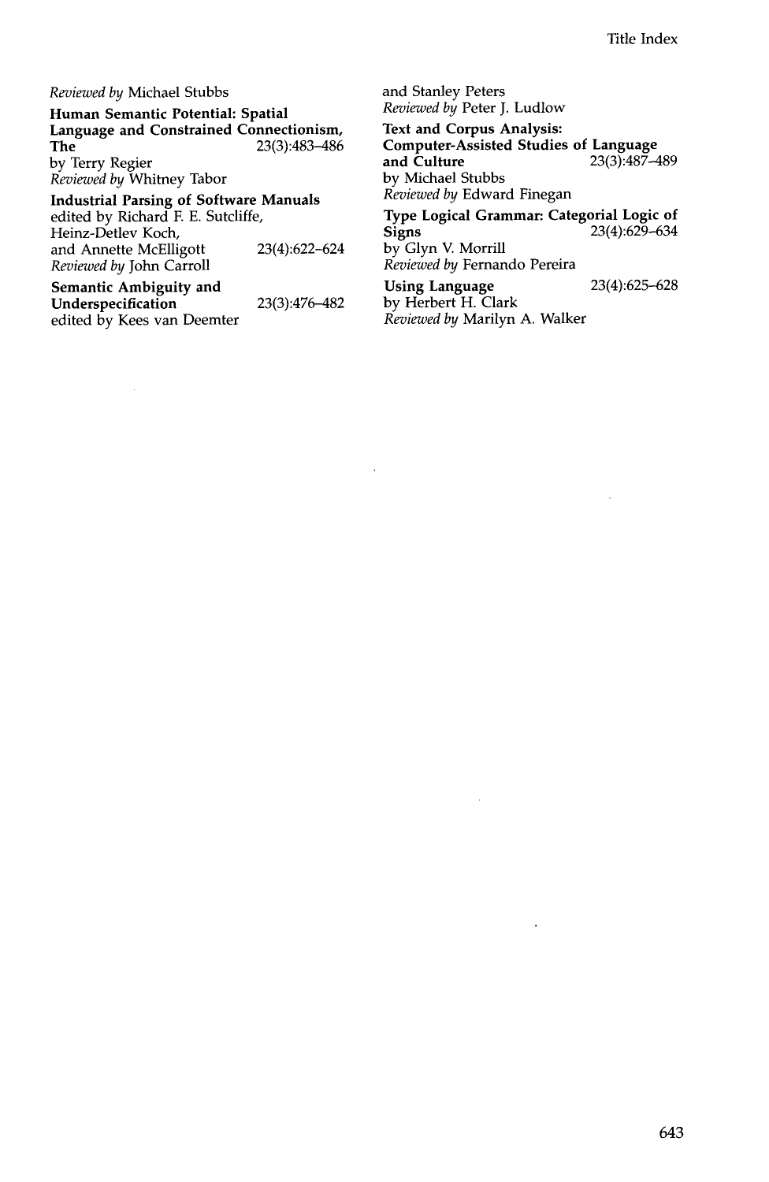*Reviewed by* Michael Stubbs

**Human Semantic Potential: Spatial Language and Constrained Connectionism, The** 23(3):483–486
by Terry Regier
*Reviewed by* Whitney Tabor

**Industrial Parsing of Software Manuals**
edited by Richard F. E. Sutcliffe, Heinz-Detlev Koch, and Annette McElligott 23(4):622–624
*Reviewed by* John Carroll

**Semantic Ambiguity and Underspecification** 23(3):476–482
edited by Kees van Deemter and Stanley Peters
*Reviewed by* Peter J. Ludlow

**Text and Corpus Analysis: Computer-Assisted Studies of Language and Culture** 23(3):487–489
by Michael Stubbs
*Reviewed by* Edward Finegan

**Type Logical Grammar: Categorial Logic of Signs** 23(4):629–634
by Glyn V. Morrill
*Reviewed by* Fernando Pereira

**Using Language** 23(4):625–628
by Herbert H. Clark
*Reviewed by* Marilyn A. Walker